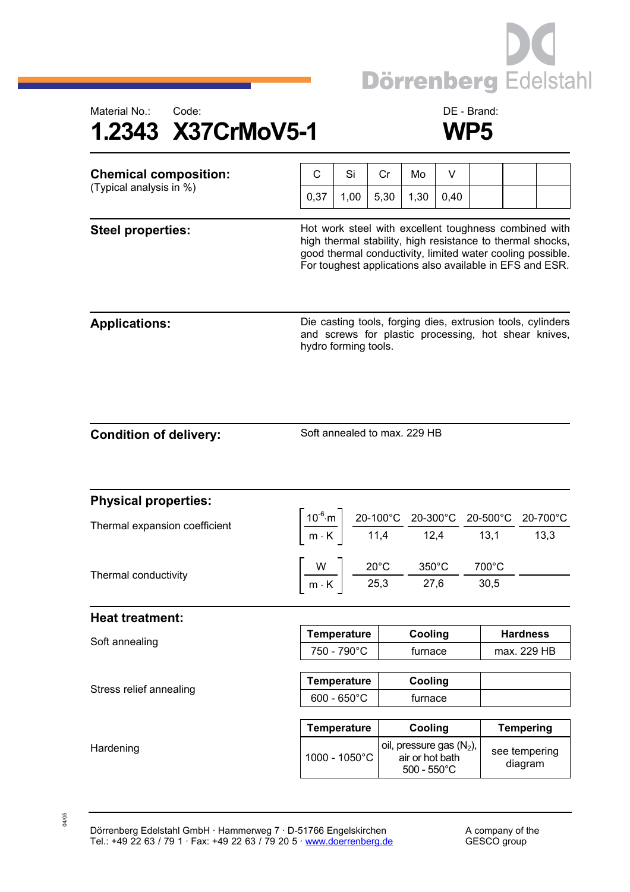Dörrenberg Edelstahl

Material No.: 1.2343

Code: X37CrMoV5-1

DE - Brand: WP5

# 1.2343 X37CrMoV5-1 — WP5

## Chemical composition:

(Typical analysis in %)

| C | Si | Cr | Mo | V | | | |
|---|---|---|---|---|---|---|---|
| 0,37 | 1,00 | 5,30 | 1,30 | 0,40 | | | |

## Steel properties:

Hot work steel with excellent toughness combined with high thermal stability, high resistance to thermal shocks, good thermal conductivity, limited water cooling possible. For toughest applications also available in EFS and ESR.

## Applications:

Die casting tools, forging dies, extrusion tools, cylinders and screws for plastic processing, hot shear knives, hydro forming tools.

## Condition of delivery:

Soft annealed to max. 229 HB

## Physical properties:

Thermal expansion coefficient

| $\left[\frac{10^{-6} \cdot m}{m \cdot K}\right]$ | 20-100°C | 20-300°C | 20-500°C | 20-700°C |
|---|---|---|---|---|
| | 11,4 | 12,4 | 13,1 | 13,3 |

Thermal conductivity

| $\left[\frac{W}{m \cdot K}\right]$ | 20°C | 350°C | 700°C | |
|---|---|---|---|---|
| | 25,3 | 27,6 | 30,5 | |

## Heat treatment:

Soft annealing

| Temperature | Cooling | Hardness |
|---|---|---|
| 750 - 790°C | furnace | max. 229 HB |

Stress relief annealing

| Temperature | Cooling | |
|---|---|---|
| 600 - 650°C | furnace | |

Hardening

| Temperature | Cooling | Tempering |
|---|---|---|
| 1000 - 1050°C | oil, pressure gas ($N_2$), air or hot bath 500 - 550°C | see tempering diagram |

Dörrenberg Edelstahl GmbH · Hammerweg 7 · D-51766 Engelskirchen
Tel.: +49 22 63 / 79 1 · Fax: +49 22 63 / 79 20 5 · www.doerrenberg.de

A company of the GESCO group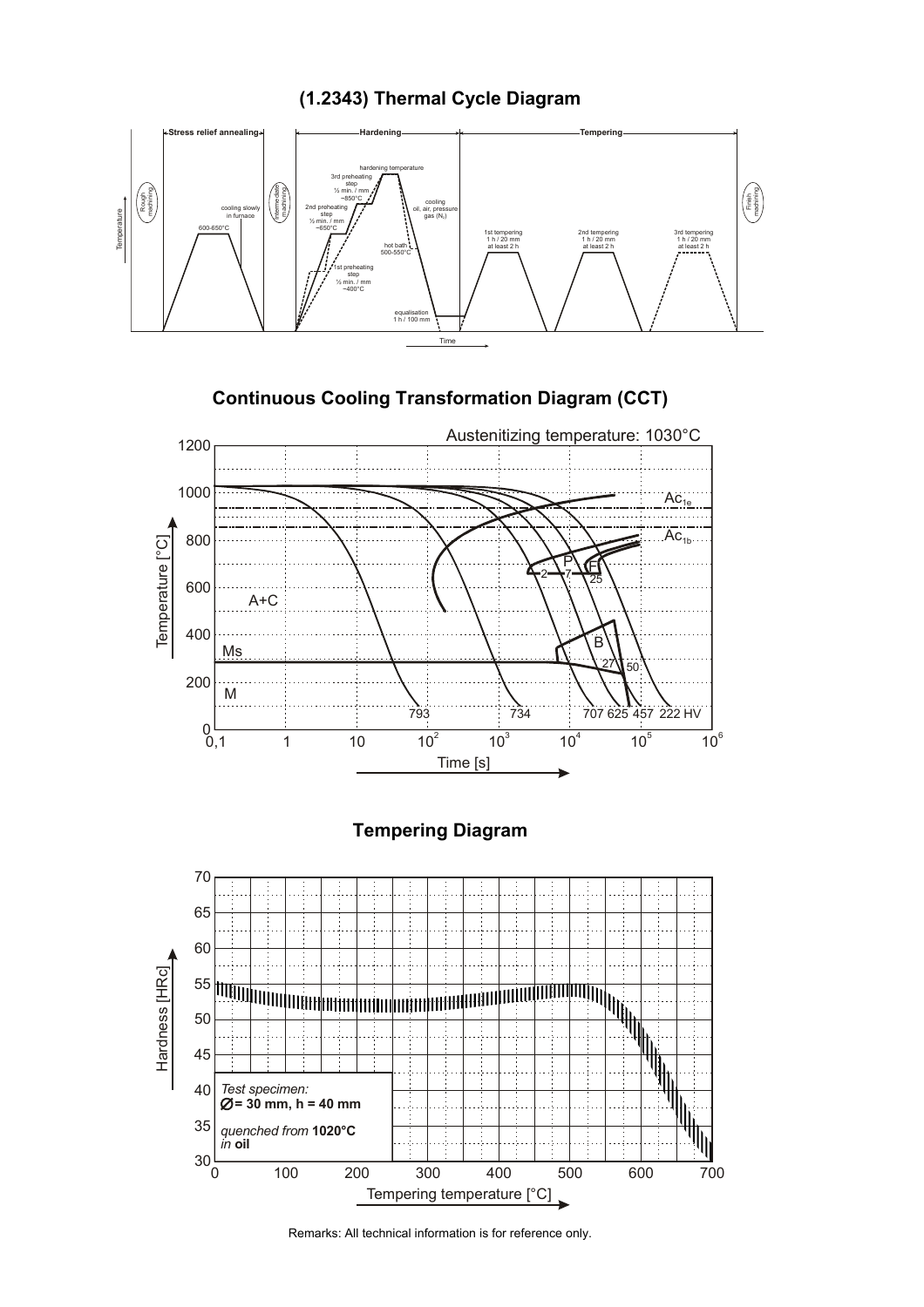## (1.2343) Thermal Cycle Diagram

Stress relief annealing

Hardening

Tempering

Temperature

Rough machining

600-650°C

cooling slowly in furnace

Intermediate machining

3rd preheating step ½ min. / mm ~850°C

2nd preheating step ½ min. / mm ~650°C

1st preheating step ½ min. / mm ~400°C

hardening temperature

cooling oil, air, pressure gas ($N_2$)

hot bath 500-550°C

equalisation 1 h / 100 mm

1st tempering 1 h / 20 mm at least 2 h

2nd tempering 1 h / 20 mm at least 2 h

3rd tempering 1 h / 20 mm at least 2 h

Finish machining

Time

## Continuous Cooling Transformation Diagram (CCT)

Austenitizing temperature: 1030°C

Temperature [°C]

1200

1000

800

600

400

200

0

$Ac_{1e}$

$Ac_{1b}$

A+C

Ms

M

P

F

B

2

7

25

27

50

793

734

707 625 457 222 HV

0,1 1 10 $10^2$ $10^3$ $10^4$ $10^5$ $10^6$

Time [s]

## Tempering Diagram

Hardness [HRc]

70

65

60

55

50

45

40

35

30

*Test specimen:*
**Ø = 30 mm, h = 40 mm**

*quenched from* **1020°C**
*in* **oil**

0 100 200 300 400 500 600 700

Tempering temperature [°C]

Remarks: All technical information is for reference only.